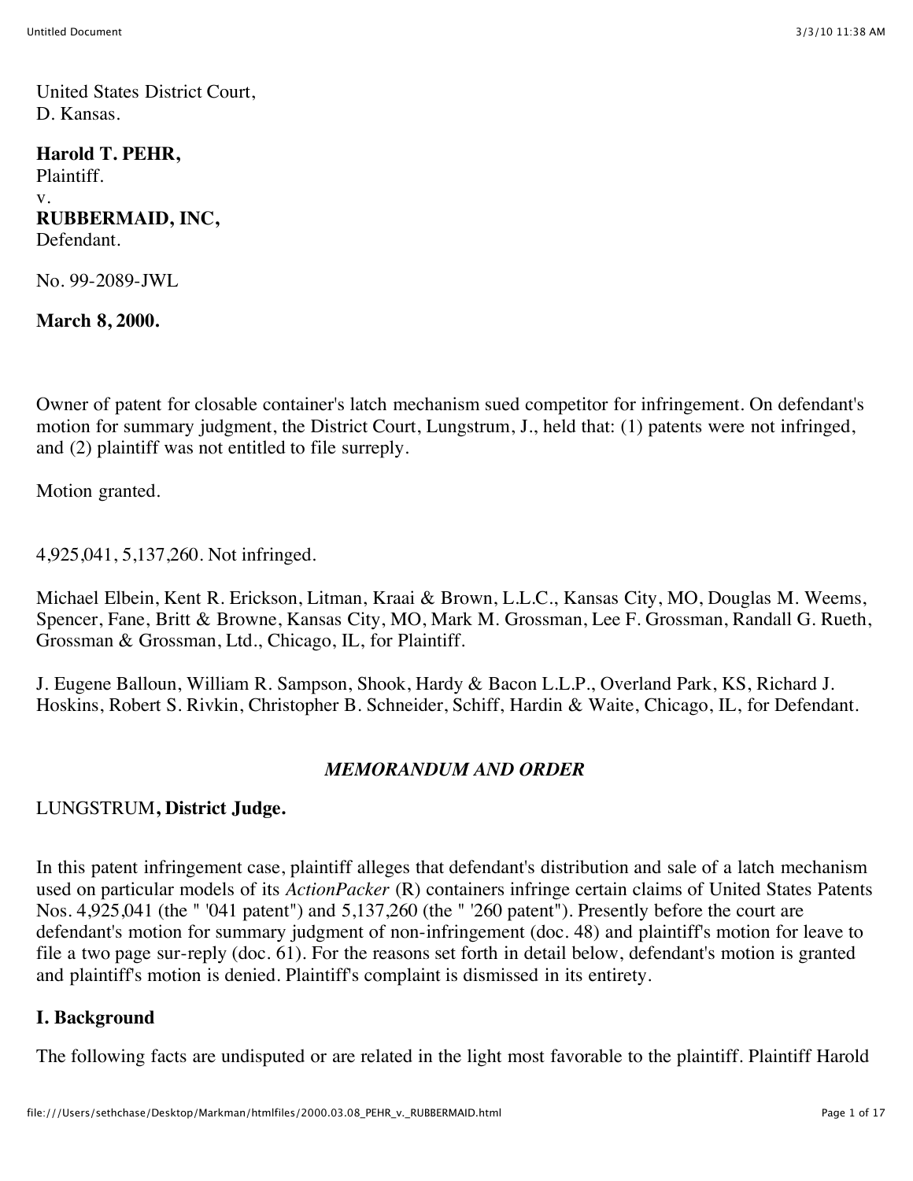United States District Court,
D. Kansas.

**Harold T. PEHR,**
Plaintiff.
v.
**RUBBERMAID, INC,**
Defendant.

No. 99-2089-JWL

**March 8, 2000.**

Owner of patent for closable container's latch mechanism sued competitor for infringement. On defendant's motion for summary judgment, the District Court, Lungstrum, J., held that: (1) patents were not infringed, and (2) plaintiff was not entitled to file surreply.

Motion granted.

4,925,041, 5,137,260. Not infringed.

Michael Elbein, Kent R. Erickson, Litman, Kraai & Brown, L.L.C., Kansas City, MO, Douglas M. Weems, Spencer, Fane, Britt & Browne, Kansas City, MO, Mark M. Grossman, Lee F. Grossman, Randall G. Rueth, Grossman & Grossman, Ltd., Chicago, IL, for Plaintiff.

J. Eugene Balloun, William R. Sampson, Shook, Hardy & Bacon L.L.P., Overland Park, KS, Richard J. Hoskins, Robert S. Rivkin, Christopher B. Schneider, Schiff, Hardin & Waite, Chicago, IL, for Defendant.

## *MEMORANDUM AND ORDER*

LUNGSTRUM**, District Judge.**

In this patent infringement case, plaintiff alleges that defendant's distribution and sale of a latch mechanism used on particular models of its *ActionPacker* (R) containers infringe certain claims of United States Patents Nos. 4,925,041 (the " '041 patent") and 5,137,260 (the " '260 patent"). Presently before the court are defendant's motion for summary judgment of non-infringement (doc. 48) and plaintiff's motion for leave to file a two page sur-reply (doc. 61). For the reasons set forth in detail below, defendant's motion is granted and plaintiff's motion is denied. Plaintiff's complaint is dismissed in its entirety.

### I. Background

The following facts are undisputed or are related in the light most favorable to the plaintiff. Plaintiff Harold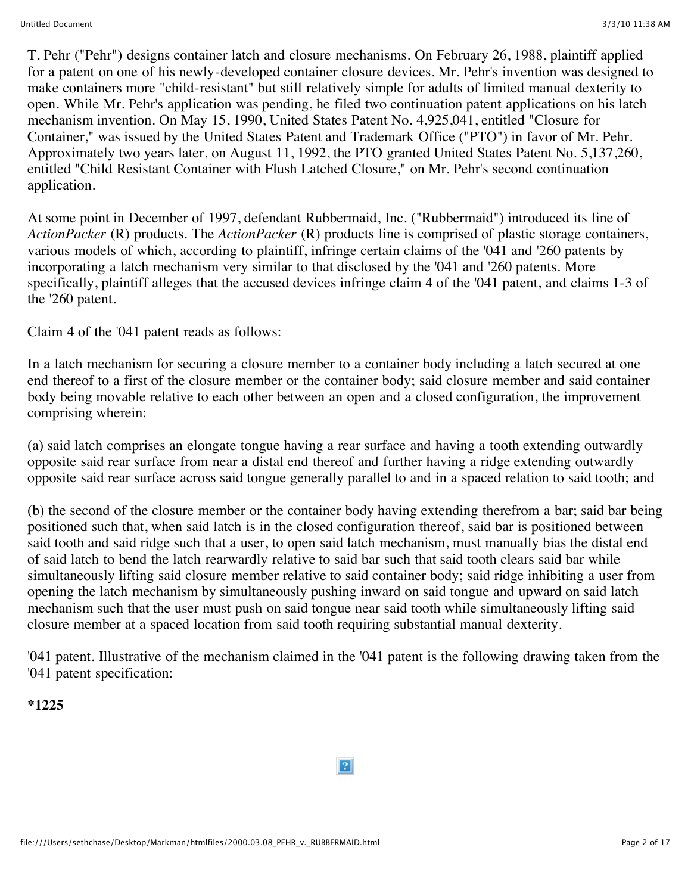T. Pehr ("Pehr") designs container latch and closure mechanisms. On February 26, 1988, plaintiff applied for a patent on one of his newly-developed container closure devices. Mr. Pehr's invention was designed to make containers more "child-resistant" but still relatively simple for adults of limited manual dexterity to open. While Mr. Pehr's application was pending, he filed two continuation patent applications on his latch mechanism invention. On May 15, 1990, United States Patent No. 4,925,041, entitled "Closure for Container," was issued by the United States Patent and Trademark Office ("PTO") in favor of Mr. Pehr. Approximately two years later, on August 11, 1992, the PTO granted United States Patent No. 5,137,260, entitled "Child Resistant Container with Flush Latched Closure," on Mr. Pehr's second continuation application.

At some point in December of 1997, defendant Rubbermaid, Inc. ("Rubbermaid") introduced its line of *ActionPacker* (R) products. The *ActionPacker* (R) products line is comprised of plastic storage containers, various models of which, according to plaintiff, infringe certain claims of the '041 and '260 patents by incorporating a latch mechanism very similar to that disclosed by the '041 and '260 patents. More specifically, plaintiff alleges that the accused devices infringe claim 4 of the '041 patent, and claims 1-3 of the '260 patent.

Claim 4 of the '041 patent reads as follows:

In a latch mechanism for securing a closure member to a container body including a latch secured at one end thereof to a first of the closure member or the container body; said closure member and said container body being movable relative to each other between an open and a closed configuration, the improvement comprising wherein:

(a) said latch comprises an elongate tongue having a rear surface and having a tooth extending outwardly opposite said rear surface from near a distal end thereof and further having a ridge extending outwardly opposite said rear surface across said tongue generally parallel to and in a spaced relation to said tooth; and

(b) the second of the closure member or the container body having extending therefrom a bar; said bar being positioned such that, when said latch is in the closed configuration thereof, said bar is positioned between said tooth and said ridge such that a user, to open said latch mechanism, must manually bias the distal end of said latch to bend the latch rearwardly relative to said bar such that said tooth clears said bar while simultaneously lifting said closure member relative to said container body; said ridge inhibiting a user from opening the latch mechanism by simultaneously pushing inward on said tongue and upward on said latch mechanism such that the user must push on said tongue near said tooth while simultaneously lifting said closure member at a spaced location from said tooth requiring substantial manual dexterity.

'041 patent. Illustrative of the mechanism claimed in the '041 patent is the following drawing taken from the '041 patent specification:

**\*1225**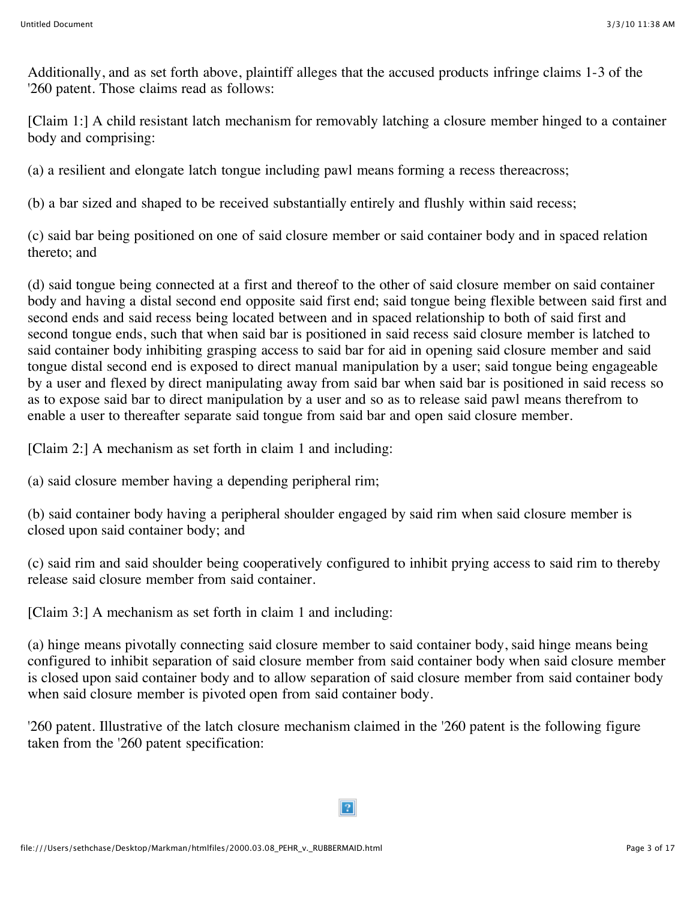Additionally, and as set forth above, plaintiff alleges that the accused products infringe claims 1-3 of the '260 patent. Those claims read as follows:

[Claim 1:] A child resistant latch mechanism for removably latching a closure member hinged to a container body and comprising:

(a) a resilient and elongate latch tongue including pawl means forming a recess thereacross;

(b) a bar sized and shaped to be received substantially entirely and flushly within said recess;

(c) said bar being positioned on one of said closure member or said container body and in spaced relation thereto; and

(d) said tongue being connected at a first and thereof to the other of said closure member on said container body and having a distal second end opposite said first end; said tongue being flexible between said first and second ends and said recess being located between and in spaced relationship to both of said first and second tongue ends, such that when said bar is positioned in said recess said closure member is latched to said container body inhibiting grasping access to said bar for aid in opening said closure member and said tongue distal second end is exposed to direct manual manipulation by a user; said tongue being engageable by a user and flexed by direct manipulating away from said bar when said bar is positioned in said recess so as to expose said bar to direct manipulation by a user and so as to release said pawl means therefrom to enable a user to thereafter separate said tongue from said bar and open said closure member.

[Claim 2:] A mechanism as set forth in claim 1 and including:

(a) said closure member having a depending peripheral rim;

(b) said container body having a peripheral shoulder engaged by said rim when said closure member is closed upon said container body; and

(c) said rim and said shoulder being cooperatively configured to inhibit prying access to said rim to thereby release said closure member from said container.

[Claim 3:] A mechanism as set forth in claim 1 and including:

(a) hinge means pivotally connecting said closure member to said container body, said hinge means being configured to inhibit separation of said closure member from said container body when said closure member is closed upon said container body and to allow separation of said closure member from said container body when said closure member is pivoted open from said container body.

'260 patent. Illustrative of the latch closure mechanism claimed in the '260 patent is the following figure taken from the '260 patent specification: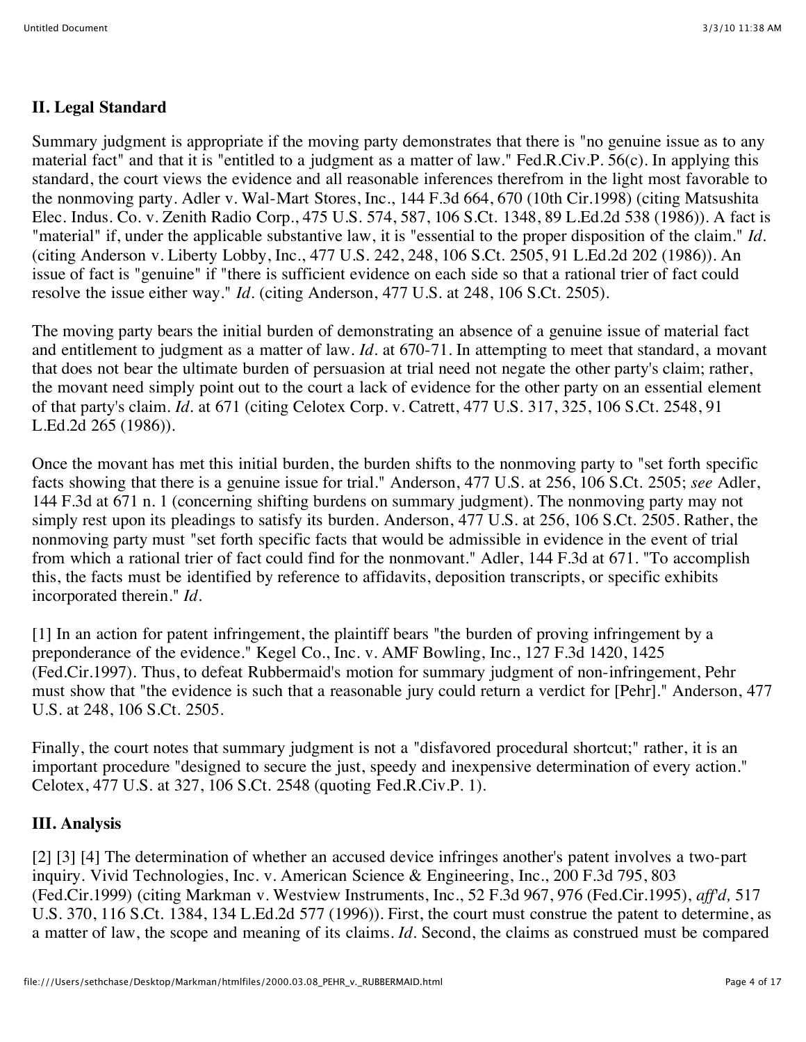## II. Legal Standard

Summary judgment is appropriate if the moving party demonstrates that there is "no genuine issue as to any material fact" and that it is "entitled to a judgment as a matter of law." Fed.R.Civ.P. 56(c). In applying this standard, the court views the evidence and all reasonable inferences therefrom in the light most favorable to the nonmoving party. Adler v. Wal-Mart Stores, Inc., 144 F.3d 664, 670 (10th Cir.1998) (citing Matsushita Elec. Indus. Co. v. Zenith Radio Corp., 475 U.S. 574, 587, 106 S.Ct. 1348, 89 L.Ed.2d 538 (1986)). A fact is "material" if, under the applicable substantive law, it is "essential to the proper disposition of the claim." *Id.* (citing Anderson v. Liberty Lobby, Inc., 477 U.S. 242, 248, 106 S.Ct. 2505, 91 L.Ed.2d 202 (1986)). An issue of fact is "genuine" if "there is sufficient evidence on each side so that a rational trier of fact could resolve the issue either way." *Id.* (citing Anderson, 477 U.S. at 248, 106 S.Ct. 2505).

The moving party bears the initial burden of demonstrating an absence of a genuine issue of material fact and entitlement to judgment as a matter of law. *Id.* at 670-71. In attempting to meet that standard, a movant that does not bear the ultimate burden of persuasion at trial need not negate the other party's claim; rather, the movant need simply point out to the court a lack of evidence for the other party on an essential element of that party's claim. *Id.* at 671 (citing Celotex Corp. v. Catrett, 477 U.S. 317, 325, 106 S.Ct. 2548, 91 L.Ed.2d 265 (1986)).

Once the movant has met this initial burden, the burden shifts to the nonmoving party to "set forth specific facts showing that there is a genuine issue for trial." Anderson, 477 U.S. at 256, 106 S.Ct. 2505; *see* Adler, 144 F.3d at 671 n. 1 (concerning shifting burdens on summary judgment). The nonmoving party may not simply rest upon its pleadings to satisfy its burden. Anderson, 477 U.S. at 256, 106 S.Ct. 2505. Rather, the nonmoving party must "set forth specific facts that would be admissible in evidence in the event of trial from which a rational trier of fact could find for the nonmovant." Adler, 144 F.3d at 671. "To accomplish this, the facts must be identified by reference to affidavits, deposition transcripts, or specific exhibits incorporated therein." *Id.*

[1] In an action for patent infringement, the plaintiff bears "the burden of proving infringement by a preponderance of the evidence." Kegel Co., Inc. v. AMF Bowling, Inc., 127 F.3d 1420, 1425 (Fed.Cir.1997). Thus, to defeat Rubbermaid's motion for summary judgment of non-infringement, Pehr must show that "the evidence is such that a reasonable jury could return a verdict for [Pehr]." Anderson, 477 U.S. at 248, 106 S.Ct. 2505.

Finally, the court notes that summary judgment is not a "disfavored procedural shortcut;" rather, it is an important procedure "designed to secure the just, speedy and inexpensive determination of every action." Celotex, 477 U.S. at 327, 106 S.Ct. 2548 (quoting Fed.R.Civ.P. 1).

## III. Analysis

[2] [3] [4] The determination of whether an accused device infringes another's patent involves a two-part inquiry. Vivid Technologies, Inc. v. American Science & Engineering, Inc., 200 F.3d 795, 803 (Fed.Cir.1999) (citing Markman v. Westview Instruments, Inc., 52 F.3d 967, 976 (Fed.Cir.1995), *aff'd,* 517 U.S. 370, 116 S.Ct. 1384, 134 L.Ed.2d 577 (1996)). First, the court must construe the patent to determine, as a matter of law, the scope and meaning of its claims. *Id.* Second, the claims as construed must be compared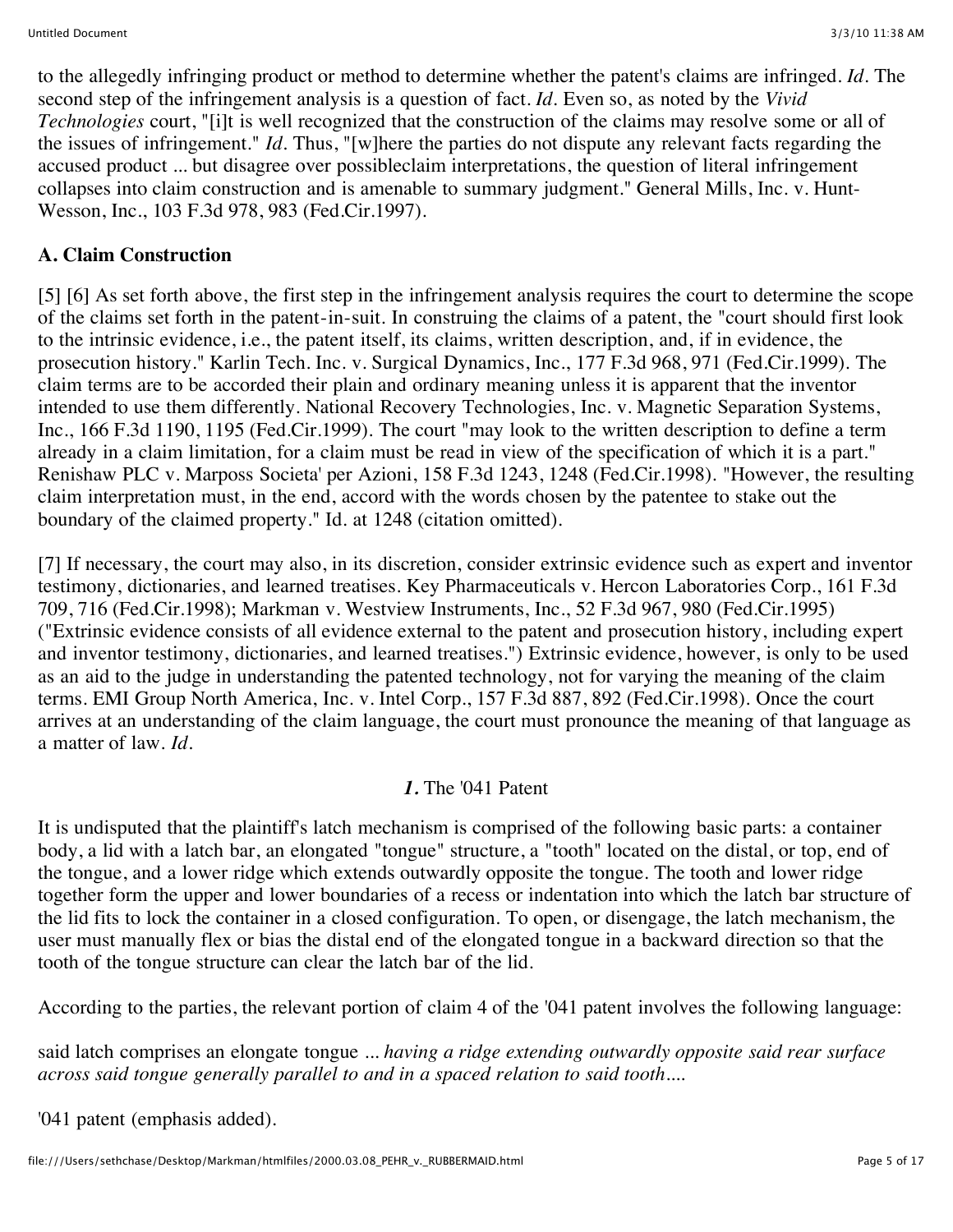to the allegedly infringing product or method to determine whether the patent's claims are infringed. *Id.* The second step of the infringement analysis is a question of fact. *Id.* Even so, as noted by the *Vivid Technologies* court, "[i]t is well recognized that the construction of the claims may resolve some or all of the issues of infringement." *Id.* Thus, "[w]here the parties do not dispute any relevant facts regarding the accused product ... but disagree over possibleclaim interpretations, the question of literal infringement collapses into claim construction and is amenable to summary judgment." General Mills, Inc. v. Hunt-Wesson, Inc., 103 F.3d 978, 983 (Fed.Cir.1997).

**A. Claim Construction**

[5] [6] As set forth above, the first step in the infringement analysis requires the court to determine the scope of the claims set forth in the patent-in-suit. In construing the claims of a patent, the "court should first look to the intrinsic evidence, i.e., the patent itself, its claims, written description, and, if in evidence, the prosecution history." Karlin Tech. Inc. v. Surgical Dynamics, Inc., 177 F.3d 968, 971 (Fed.Cir.1999). The claim terms are to be accorded their plain and ordinary meaning unless it is apparent that the inventor intended to use them differently. National Recovery Technologies, Inc. v. Magnetic Separation Systems, Inc., 166 F.3d 1190, 1195 (Fed.Cir.1999). The court "may look to the written description to define a term already in a claim limitation, for a claim must be read in view of the specification of which it is a part." Renishaw PLC v. Marposs Societa' per Azioni, 158 F.3d 1243, 1248 (Fed.Cir.1998). "However, the resulting claim interpretation must, in the end, accord with the words chosen by the patentee to stake out the boundary of the claimed property." Id. at 1248 (citation omitted).

[7] If necessary, the court may also, in its discretion, consider extrinsic evidence such as expert and inventor testimony, dictionaries, and learned treatises. Key Pharmaceuticals v. Hercon Laboratories Corp., 161 F.3d 709, 716 (Fed.Cir.1998); Markman v. Westview Instruments, Inc., 52 F.3d 967, 980 (Fed.Cir.1995) ("Extrinsic evidence consists of all evidence external to the patent and prosecution history, including expert and inventor testimony, dictionaries, and learned treatises.") Extrinsic evidence, however, is only to be used as an aid to the judge in understanding the patented technology, not for varying the meaning of the claim terms. EMI Group North America, Inc. v. Intel Corp., 157 F.3d 887, 892 (Fed.Cir.1998). Once the court arrives at an understanding of the claim language, the court must pronounce the meaning of that language as a matter of law. *Id.*

***1.*** The '041 Patent

It is undisputed that the plaintiff's latch mechanism is comprised of the following basic parts: a container body, a lid with a latch bar, an elongated "tongue" structure, a "tooth" located on the distal, or top, end of the tongue, and a lower ridge which extends outwardly opposite the tongue. The tooth and lower ridge together form the upper and lower boundaries of a recess or indentation into which the latch bar structure of the lid fits to lock the container in a closed configuration. To open, or disengage, the latch mechanism, the user must manually flex or bias the distal end of the elongated tongue in a backward direction so that the tooth of the tongue structure can clear the latch bar of the lid.

According to the parties, the relevant portion of claim 4 of the '041 patent involves the following language:

said latch comprises an elongate tongue ... *having a ridge extending outwardly opposite said rear surface across said tongue generally parallel to and in a spaced relation to said tooth....*

'041 patent (emphasis added).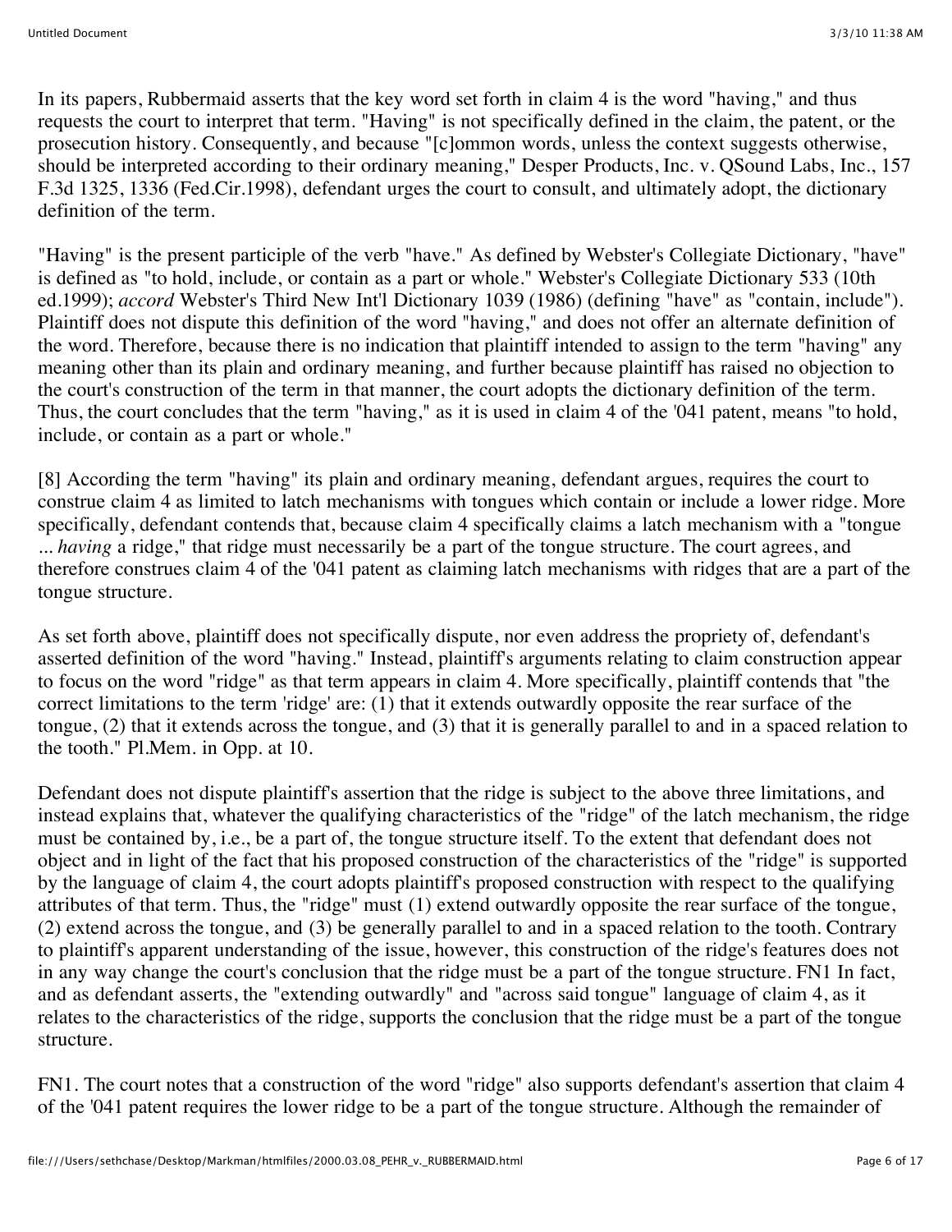In its papers, Rubbermaid asserts that the key word set forth in claim 4 is the word "having," and thus requests the court to interpret that term. "Having" is not specifically defined in the claim, the patent, or the prosecution history. Consequently, and because "[c]ommon words, unless the context suggests otherwise, should be interpreted according to their ordinary meaning," Desper Products, Inc. v. QSound Labs, Inc., 157 F.3d 1325, 1336 (Fed.Cir.1998), defendant urges the court to consult, and ultimately adopt, the dictionary definition of the term.

"Having" is the present participle of the verb "have." As defined by Webster's Collegiate Dictionary, "have" is defined as "to hold, include, or contain as a part or whole." Webster's Collegiate Dictionary 533 (10th ed.1999); *accord* Webster's Third New Int'l Dictionary 1039 (1986) (defining "have" as "contain, include"). Plaintiff does not dispute this definition of the word "having," and does not offer an alternate definition of the word. Therefore, because there is no indication that plaintiff intended to assign to the term "having" any meaning other than its plain and ordinary meaning, and further because plaintiff has raised no objection to the court's construction of the term in that manner, the court adopts the dictionary definition of the term. Thus, the court concludes that the term "having," as it is used in claim 4 of the '041 patent, means "to hold, include, or contain as a part or whole."

[8] According the term "having" its plain and ordinary meaning, defendant argues, requires the court to construe claim 4 as limited to latch mechanisms with tongues which contain or include a lower ridge. More specifically, defendant contends that, because claim 4 specifically claims a latch mechanism with a "tongue ... *having* a ridge," that ridge must necessarily be a part of the tongue structure. The court agrees, and therefore construes claim 4 of the '041 patent as claiming latch mechanisms with ridges that are a part of the tongue structure.

As set forth above, plaintiff does not specifically dispute, nor even address the propriety of, defendant's asserted definition of the word "having." Instead, plaintiff's arguments relating to claim construction appear to focus on the word "ridge" as that term appears in claim 4. More specifically, plaintiff contends that "the correct limitations to the term 'ridge' are: (1) that it extends outwardly opposite the rear surface of the tongue, (2) that it extends across the tongue, and (3) that it is generally parallel to and in a spaced relation to the tooth." Pl.Mem. in Opp. at 10.

Defendant does not dispute plaintiff's assertion that the ridge is subject to the above three limitations, and instead explains that, whatever the qualifying characteristics of the "ridge" of the latch mechanism, the ridge must be contained by, i.e., be a part of, the tongue structure itself. To the extent that defendant does not object and in light of the fact that his proposed construction of the characteristics of the "ridge" is supported by the language of claim 4, the court adopts plaintiff's proposed construction with respect to the qualifying attributes of that term. Thus, the "ridge" must (1) extend outwardly opposite the rear surface of the tongue, (2) extend across the tongue, and (3) be generally parallel to and in a spaced relation to the tooth. Contrary to plaintiff's apparent understanding of the issue, however, this construction of the ridge's features does not in any way change the court's conclusion that the ridge must be a part of the tongue structure. FN1 In fact, and as defendant asserts, the "extending outwardly" and "across said tongue" language of claim 4, as it relates to the characteristics of the ridge, supports the conclusion that the ridge must be a part of the tongue structure.

FN1. The court notes that a construction of the word "ridge" also supports defendant's assertion that claim 4 of the '041 patent requires the lower ridge to be a part of the tongue structure. Although the remainder of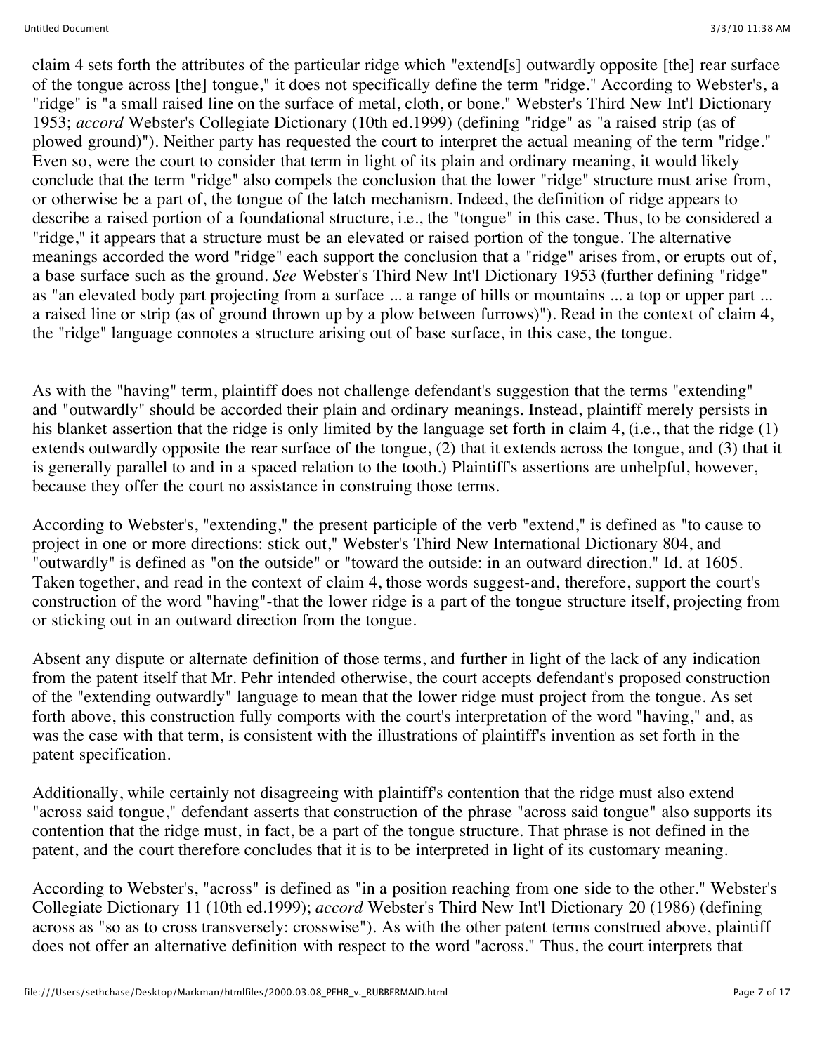claim 4 sets forth the attributes of the particular ridge which "extend[s] outwardly opposite [the] rear surface of the tongue across [the] tongue," it does not specifically define the term "ridge." According to Webster's, a "ridge" is "a small raised line on the surface of metal, cloth, or bone." Webster's Third New Int'l Dictionary 1953; *accord* Webster's Collegiate Dictionary (10th ed.1999) (defining "ridge" as "a raised strip (as of plowed ground)"). Neither party has requested the court to interpret the actual meaning of the term "ridge." Even so, were the court to consider that term in light of its plain and ordinary meaning, it would likely conclude that the term "ridge" also compels the conclusion that the lower "ridge" structure must arise from, or otherwise be a part of, the tongue of the latch mechanism. Indeed, the definition of ridge appears to describe a raised portion of a foundational structure, i.e., the "tongue" in this case. Thus, to be considered a "ridge," it appears that a structure must be an elevated or raised portion of the tongue. The alternative meanings accorded the word "ridge" each support the conclusion that a "ridge" arises from, or erupts out of, a base surface such as the ground. *See* Webster's Third New Int'l Dictionary 1953 (further defining "ridge" as "an elevated body part projecting from a surface ... a range of hills or mountains ... a top or upper part ... a raised line or strip (as of ground thrown up by a plow between furrows)"). Read in the context of claim 4, the "ridge" language connotes a structure arising out of base surface, in this case, the tongue.

As with the "having" term, plaintiff does not challenge defendant's suggestion that the terms "extending" and "outwardly" should be accorded their plain and ordinary meanings. Instead, plaintiff merely persists in his blanket assertion that the ridge is only limited by the language set forth in claim 4, (i.e., that the ridge (1) extends outwardly opposite the rear surface of the tongue, (2) that it extends across the tongue, and (3) that it is generally parallel to and in a spaced relation to the tooth.) Plaintiff's assertions are unhelpful, however, because they offer the court no assistance in construing those terms.

According to Webster's, "extending," the present participle of the verb "extend," is defined as "to cause to project in one or more directions: stick out," Webster's Third New International Dictionary 804, and "outwardly" is defined as "on the outside" or "toward the outside: in an outward direction." Id. at 1605. Taken together, and read in the context of claim 4, those words suggest-and, therefore, support the court's construction of the word "having"-that the lower ridge is a part of the tongue structure itself, projecting from or sticking out in an outward direction from the tongue.

Absent any dispute or alternate definition of those terms, and further in light of the lack of any indication from the patent itself that Mr. Pehr intended otherwise, the court accepts defendant's proposed construction of the "extending outwardly" language to mean that the lower ridge must project from the tongue. As set forth above, this construction fully comports with the court's interpretation of the word "having," and, as was the case with that term, is consistent with the illustrations of plaintiff's invention as set forth in the patent specification.

Additionally, while certainly not disagreeing with plaintiff's contention that the ridge must also extend "across said tongue," defendant asserts that construction of the phrase "across said tongue" also supports its contention that the ridge must, in fact, be a part of the tongue structure. That phrase is not defined in the patent, and the court therefore concludes that it is to be interpreted in light of its customary meaning.

According to Webster's, "across" is defined as "in a position reaching from one side to the other." Webster's Collegiate Dictionary 11 (10th ed.1999); *accord* Webster's Third New Int'l Dictionary 20 (1986) (defining across as "so as to cross transversely: crosswise"). As with the other patent terms construed above, plaintiff does not offer an alternative definition with respect to the word "across." Thus, the court interprets that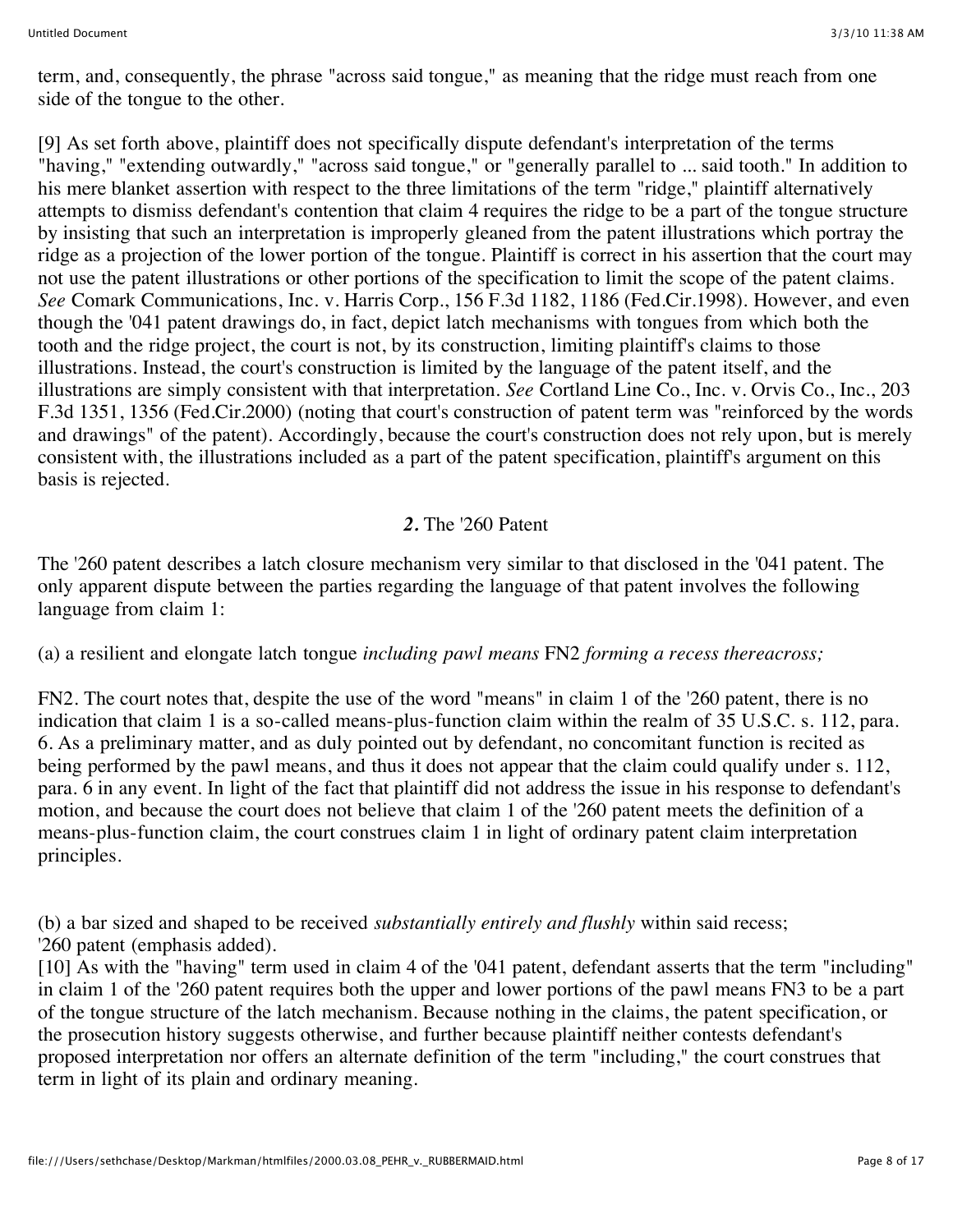term, and, consequently, the phrase "across said tongue," as meaning that the ridge must reach from one side of the tongue to the other.

[9] As set forth above, plaintiff does not specifically dispute defendant's interpretation of the terms "having," "extending outwardly," "across said tongue," or "generally parallel to ... said tooth." In addition to his mere blanket assertion with respect to the three limitations of the term "ridge," plaintiff alternatively attempts to dismiss defendant's contention that claim 4 requires the ridge to be a part of the tongue structure by insisting that such an interpretation is improperly gleaned from the patent illustrations which portray the ridge as a projection of the lower portion of the tongue. Plaintiff is correct in his assertion that the court may not use the patent illustrations or other portions of the specification to limit the scope of the patent claims. *See* Comark Communications, Inc. v. Harris Corp., 156 F.3d 1182, 1186 (Fed.Cir.1998). However, and even though the '041 patent drawings do, in fact, depict latch mechanisms with tongues from which both the tooth and the ridge project, the court is not, by its construction, limiting plaintiff's claims to those illustrations. Instead, the court's construction is limited by the language of the patent itself, and the illustrations are simply consistent with that interpretation. *See* Cortland Line Co., Inc. v. Orvis Co., Inc., 203 F.3d 1351, 1356 (Fed.Cir.2000) (noting that court's construction of patent term was "reinforced by the words and drawings" of the patent). Accordingly, because the court's construction does not rely upon, but is merely consistent with, the illustrations included as a part of the patent specification, plaintiff's argument on this basis is rejected.

## *2.* The '260 Patent

The '260 patent describes a latch closure mechanism very similar to that disclosed in the '041 patent. The only apparent dispute between the parties regarding the language of that patent involves the following language from claim 1:

(a) a resilient and elongate latch tongue *including pawl means* FN2 *forming a recess thereacross;*

FN2. The court notes that, despite the use of the word "means" in claim 1 of the '260 patent, there is no indication that claim 1 is a so-called means-plus-function claim within the realm of 35 U.S.C. s. 112, para. 6. As a preliminary matter, and as duly pointed out by defendant, no concomitant function is recited as being performed by the pawl means, and thus it does not appear that the claim could qualify under s. 112, para. 6 in any event. In light of the fact that plaintiff did not address the issue in his response to defendant's motion, and because the court does not believe that claim 1 of the '260 patent meets the definition of a means-plus-function claim, the court construes claim 1 in light of ordinary patent claim interpretation principles.

(b) a bar sized and shaped to be received *substantially entirely and flushly* within said recess;
'260 patent (emphasis added).

[10] As with the "having" term used in claim 4 of the '041 patent, defendant asserts that the term "including" in claim 1 of the '260 patent requires both the upper and lower portions of the pawl means FN3 to be a part of the tongue structure of the latch mechanism. Because nothing in the claims, the patent specification, or the prosecution history suggests otherwise, and further because plaintiff neither contests defendant's proposed interpretation nor offers an alternate definition of the term "including," the court construes that term in light of its plain and ordinary meaning.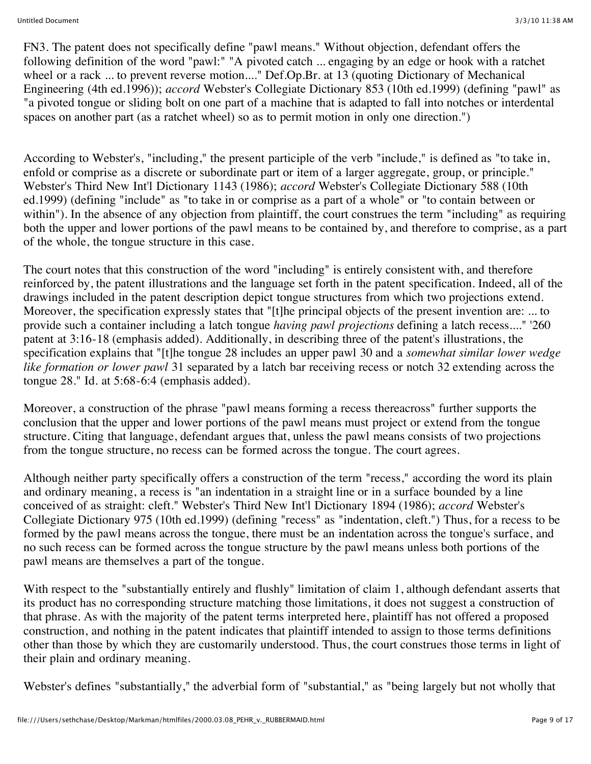FN3. The patent does not specifically define "pawl means." Without objection, defendant offers the following definition of the word "pawl:" "A pivoted catch ... engaging by an edge or hook with a ratchet wheel or a rack ... to prevent reverse motion...." Def.Op.Br. at 13 (quoting Dictionary of Mechanical Engineering (4th ed.1996)); *accord* Webster's Collegiate Dictionary 853 (10th ed.1999) (defining "pawl" as "a pivoted tongue or sliding bolt on one part of a machine that is adapted to fall into notches or interdental spaces on another part (as a ratchet wheel) so as to permit motion in only one direction.")

According to Webster's, "including," the present participle of the verb "include," is defined as "to take in, enfold or comprise as a discrete or subordinate part or item of a larger aggregate, group, or principle." Webster's Third New Int'l Dictionary 1143 (1986); *accord* Webster's Collegiate Dictionary 588 (10th ed.1999) (defining "include" as "to take in or comprise as a part of a whole" or "to contain between or within"). In the absence of any objection from plaintiff, the court construes the term "including" as requiring both the upper and lower portions of the pawl means to be contained by, and therefore to comprise, as a part of the whole, the tongue structure in this case.

The court notes that this construction of the word "including" is entirely consistent with, and therefore reinforced by, the patent illustrations and the language set forth in the patent specification. Indeed, all of the drawings included in the patent description depict tongue structures from which two projections extend. Moreover, the specification expressly states that "[t]he principal objects of the present invention are: ... to provide such a container including a latch tongue *having pawl projections* defining a latch recess...." '260 patent at 3:16-18 (emphasis added). Additionally, in describing three of the patent's illustrations, the specification explains that "[t]he tongue 28 includes an upper pawl 30 and a *somewhat similar lower wedge like formation or lower pawl* 31 separated by a latch bar receiving recess or notch 32 extending across the tongue 28." Id. at 5:68-6:4 (emphasis added).

Moreover, a construction of the phrase "pawl means forming a recess thereacross" further supports the conclusion that the upper and lower portions of the pawl means must project or extend from the tongue structure. Citing that language, defendant argues that, unless the pawl means consists of two projections from the tongue structure, no recess can be formed across the tongue. The court agrees.

Although neither party specifically offers a construction of the term "recess," according the word its plain and ordinary meaning, a recess is "an indentation in a straight line or in a surface bounded by a line conceived of as straight: cleft." Webster's Third New Int'l Dictionary 1894 (1986); *accord* Webster's Collegiate Dictionary 975 (10th ed.1999) (defining "recess" as "indentation, cleft.") Thus, for a recess to be formed by the pawl means across the tongue, there must be an indentation across the tongue's surface, and no such recess can be formed across the tongue structure by the pawl means unless both portions of the pawl means are themselves a part of the tongue.

With respect to the "substantially entirely and flushly" limitation of claim 1, although defendant asserts that its product has no corresponding structure matching those limitations, it does not suggest a construction of that phrase. As with the majority of the patent terms interpreted here, plaintiff has not offered a proposed construction, and nothing in the patent indicates that plaintiff intended to assign to those terms definitions other than those by which they are customarily understood. Thus, the court construes those terms in light of their plain and ordinary meaning.

Webster's defines "substantially," the adverbial form of "substantial," as "being largely but not wholly that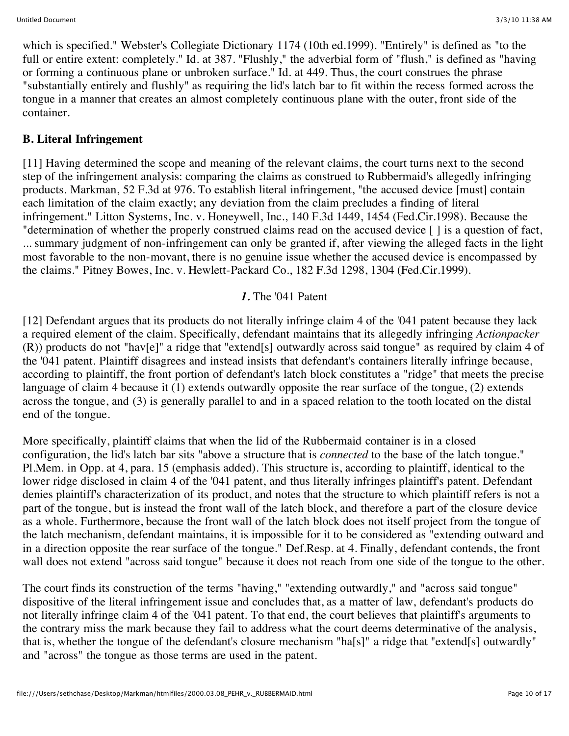which is specified." Webster's Collegiate Dictionary 1174 (10th ed.1999). "Entirely" is defined as "to the full or entire extent: completely." Id. at 387. "Flushly," the adverbial form of "flush," is defined as "having or forming a continuous plane or unbroken surface." Id. at 449. Thus, the court construes the phrase "substantially entirely and flushly" as requiring the lid's latch bar to fit within the recess formed across the tongue in a manner that creates an almost completely continuous plane with the outer, front side of the container.

**B. Literal Infringement**

[11] Having determined the scope and meaning of the relevant claims, the court turns next to the second step of the infringement analysis: comparing the claims as construed to Rubbermaid's allegedly infringing products. Markman, 52 F.3d at 976. To establish literal infringement, "the accused device [must] contain each limitation of the claim exactly; any deviation from the claim precludes a finding of literal infringement." Litton Systems, Inc. v. Honeywell, Inc., 140 F.3d 1449, 1454 (Fed.Cir.1998). Because the "determination of whether the properly construed claims read on the accused device [ ] is a question of fact, ... summary judgment of non-infringement can only be granted if, after viewing the alleged facts in the light most favorable to the non-movant, there is no genuine issue whether the accused device is encompassed by the claims." Pitney Bowes, Inc. v. Hewlett-Packard Co., 182 F.3d 1298, 1304 (Fed.Cir.1999).

*1.* The '041 Patent

[12] Defendant argues that its products do not literally infringe claim 4 of the '041 patent because they lack a required element of the claim. Specifically, defendant maintains that its allegedly infringing *Actionpacker* (R)) products do not "hav[e]" a ridge that "extend[s] outwardly across said tongue" as required by claim 4 of the '041 patent. Plaintiff disagrees and instead insists that defendant's containers literally infringe because, according to plaintiff, the front portion of defendant's latch block constitutes a "ridge" that meets the precise language of claim 4 because it (1) extends outwardly opposite the rear surface of the tongue, (2) extends across the tongue, and (3) is generally parallel to and in a spaced relation to the tooth located on the distal end of the tongue.

More specifically, plaintiff claims that when the lid of the Rubbermaid container is in a closed configuration, the lid's latch bar sits "above a structure that is *connected* to the base of the latch tongue." Pl.Mem. in Opp. at 4, para. 15 (emphasis added). This structure is, according to plaintiff, identical to the lower ridge disclosed in claim 4 of the '041 patent, and thus literally infringes plaintiff's patent. Defendant denies plaintiff's characterization of its product, and notes that the structure to which plaintiff refers is not a part of the tongue, but is instead the front wall of the latch block, and therefore a part of the closure device as a whole. Furthermore, because the front wall of the latch block does not itself project from the tongue of the latch mechanism, defendant maintains, it is impossible for it to be considered as "extending outward and in a direction opposite the rear surface of the tongue." Def.Resp. at 4. Finally, defendant contends, the front wall does not extend "across said tongue" because it does not reach from one side of the tongue to the other.

The court finds its construction of the terms "having," "extending outwardly," and "across said tongue" dispositive of the literal infringement issue and concludes that, as a matter of law, defendant's products do not literally infringe claim 4 of the '041 patent. To that end, the court believes that plaintiff's arguments to the contrary miss the mark because they fail to address what the court deems determinative of the analysis, that is, whether the tongue of the defendant's closure mechanism "ha[s]" a ridge that "extend[s] outwardly" and "across" the tongue as those terms are used in the patent.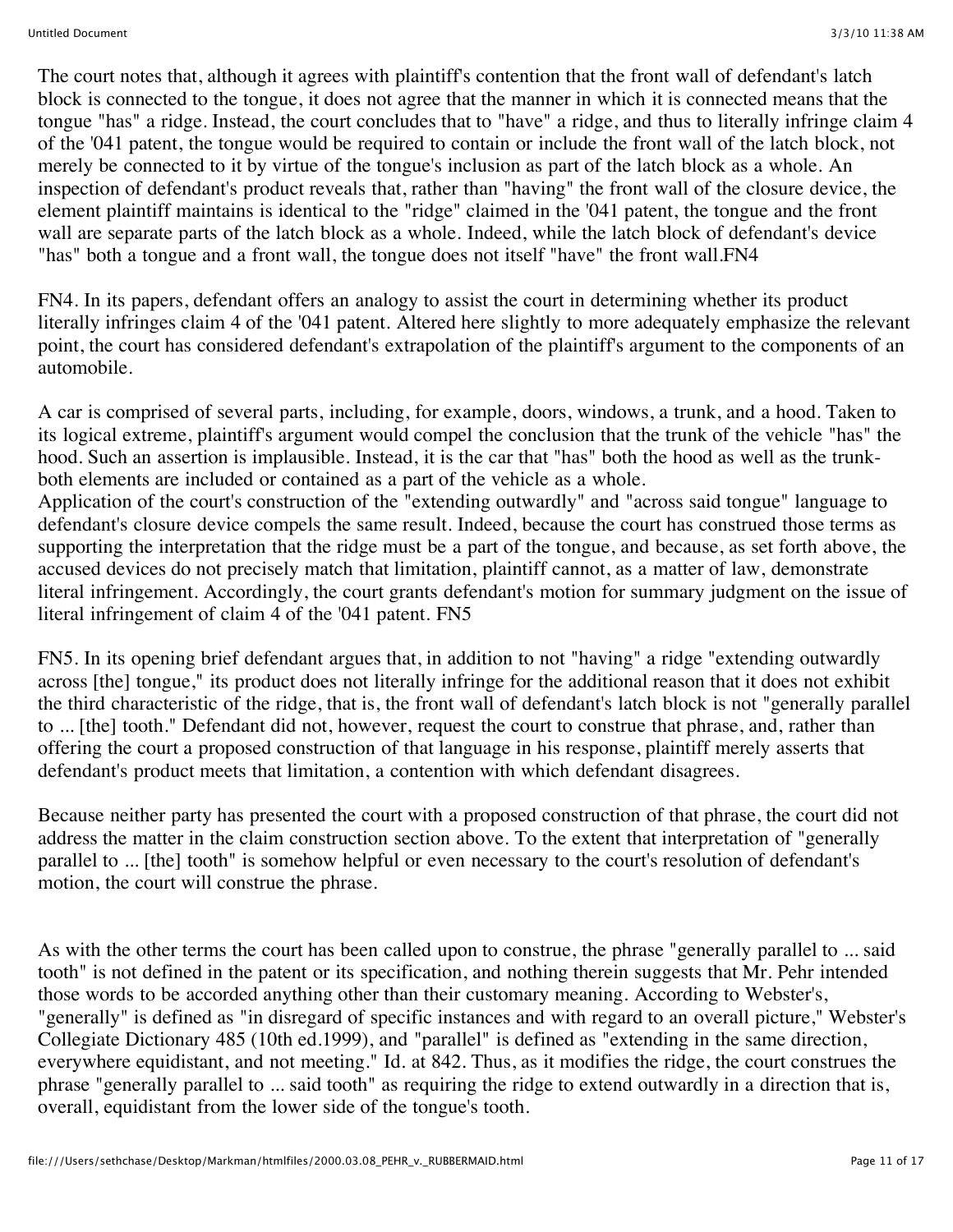The court notes that, although it agrees with plaintiff's contention that the front wall of defendant's latch block is connected to the tongue, it does not agree that the manner in which it is connected means that the tongue "has" a ridge. Instead, the court concludes that to "have" a ridge, and thus to literally infringe claim 4 of the '041 patent, the tongue would be required to contain or include the front wall of the latch block, not merely be connected to it by virtue of the tongue's inclusion as part of the latch block as a whole. An inspection of defendant's product reveals that, rather than "having" the front wall of the closure device, the element plaintiff maintains is identical to the "ridge" claimed in the '041 patent, the tongue and the front wall are separate parts of the latch block as a whole. Indeed, while the latch block of defendant's device "has" both a tongue and a front wall, the tongue does not itself "have" the front wall.FN4

FN4. In its papers, defendant offers an analogy to assist the court in determining whether its product literally infringes claim 4 of the '041 patent. Altered here slightly to more adequately emphasize the relevant point, the court has considered defendant's extrapolation of the plaintiff's argument to the components of an automobile.

A car is comprised of several parts, including, for example, doors, windows, a trunk, and a hood. Taken to its logical extreme, plaintiff's argument would compel the conclusion that the trunk of the vehicle "has" the hood. Such an assertion is implausible. Instead, it is the car that "has" both the hood as well as the trunk- both elements are included or contained as a part of the vehicle as a whole.

Application of the court's construction of the "extending outwardly" and "across said tongue" language to defendant's closure device compels the same result. Indeed, because the court has construed those terms as supporting the interpretation that the ridge must be a part of the tongue, and because, as set forth above, the accused devices do not precisely match that limitation, plaintiff cannot, as a matter of law, demonstrate literal infringement. Accordingly, the court grants defendant's motion for summary judgment on the issue of literal infringement of claim 4 of the '041 patent. FN5

FN5. In its opening brief defendant argues that, in addition to not "having" a ridge "extending outwardly across [the] tongue," its product does not literally infringe for the additional reason that it does not exhibit the third characteristic of the ridge, that is, the front wall of defendant's latch block is not "generally parallel to ... [the] tooth." Defendant did not, however, request the court to construe that phrase, and, rather than offering the court a proposed construction of that language in his response, plaintiff merely asserts that defendant's product meets that limitation, a contention with which defendant disagrees.

Because neither party has presented the court with a proposed construction of that phrase, the court did not address the matter in the claim construction section above. To the extent that interpretation of "generally parallel to ... [the] tooth" is somehow helpful or even necessary to the court's resolution of defendant's motion, the court will construe the phrase.

As with the other terms the court has been called upon to construe, the phrase "generally parallel to ... said tooth" is not defined in the patent or its specification, and nothing therein suggests that Mr. Pehr intended those words to be accorded anything other than their customary meaning. According to Webster's, "generally" is defined as "in disregard of specific instances and with regard to an overall picture," Webster's Collegiate Dictionary 485 (10th ed.1999), and "parallel" is defined as "extending in the same direction, everywhere equidistant, and not meeting." Id. at 842. Thus, as it modifies the ridge, the court construes the phrase "generally parallel to ... said tooth" as requiring the ridge to extend outwardly in a direction that is, overall, equidistant from the lower side of the tongue's tooth.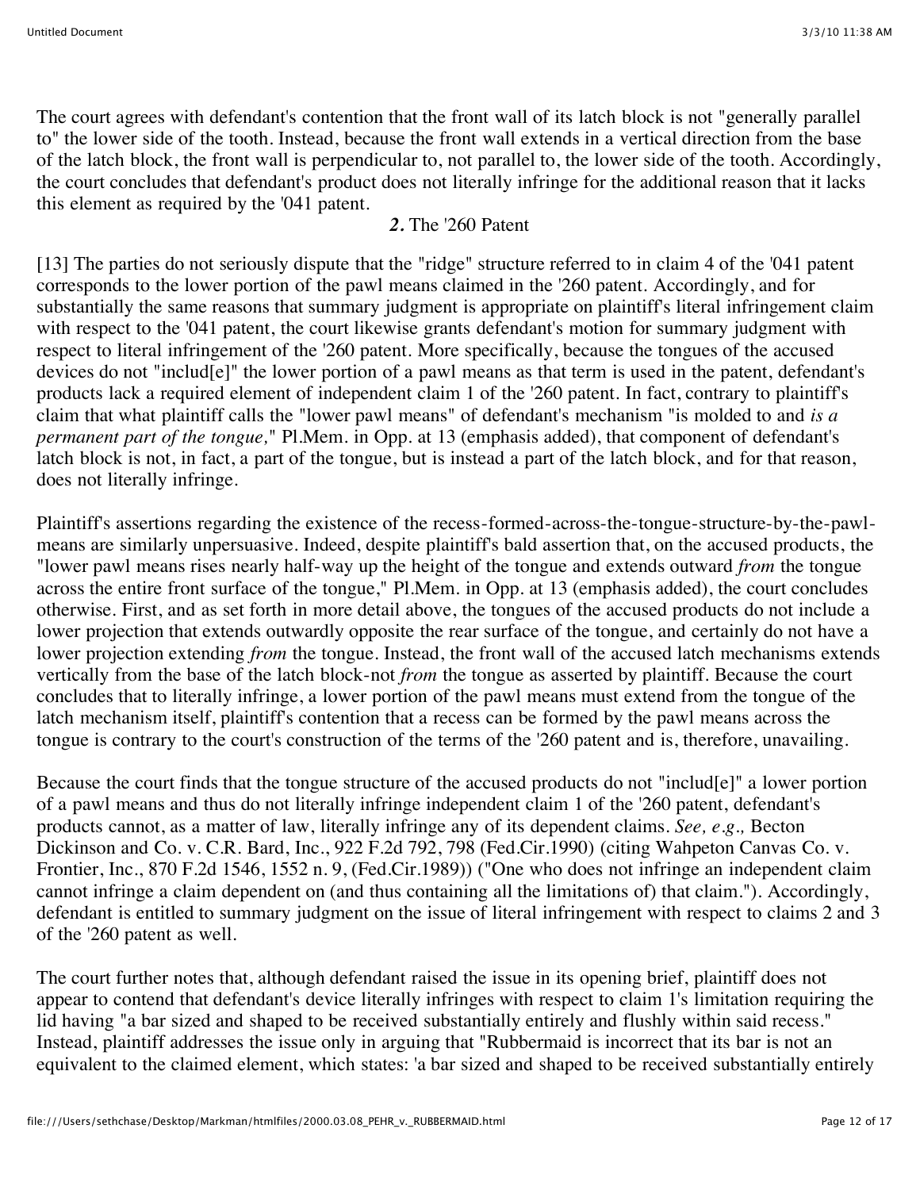The court agrees with defendant's contention that the front wall of its latch block is not "generally parallel to" the lower side of the tooth. Instead, because the front wall extends in a vertical direction from the base of the latch block, the front wall is perpendicular to, not parallel to, the lower side of the tooth. Accordingly, the court concludes that defendant's product does not literally infringe for the additional reason that it lacks this element as required by the '041 patent.

***2.*** The '260 Patent

[13] The parties do not seriously dispute that the "ridge" structure referred to in claim 4 of the '041 patent corresponds to the lower portion of the pawl means claimed in the '260 patent. Accordingly, and for substantially the same reasons that summary judgment is appropriate on plaintiff's literal infringement claim with respect to the '041 patent, the court likewise grants defendant's motion for summary judgment with respect to literal infringement of the '260 patent. More specifically, because the tongues of the accused devices do not "includ[e]" the lower portion of a pawl means as that term is used in the patent, defendant's products lack a required element of independent claim 1 of the '260 patent. In fact, contrary to plaintiff's claim that what plaintiff calls the "lower pawl means" of defendant's mechanism "is molded to and *is a permanent part of the tongue,*" Pl.Mem. in Opp. at 13 (emphasis added), that component of defendant's latch block is not, in fact, a part of the tongue, but is instead a part of the latch block, and for that reason, does not literally infringe.

Plaintiff's assertions regarding the existence of the recess-formed-across-the-tongue-structure-by-the-pawl-means are similarly unpersuasive. Indeed, despite plaintiff's bald assertion that, on the accused products, the "lower pawl means rises nearly half-way up the height of the tongue and extends outward *from* the tongue across the entire front surface of the tongue," Pl.Mem. in Opp. at 13 (emphasis added), the court concludes otherwise. First, and as set forth in more detail above, the tongues of the accused products do not include a lower projection that extends outwardly opposite the rear surface of the tongue, and certainly do not have a lower projection extending *from* the tongue. Instead, the front wall of the accused latch mechanisms extends vertically from the base of the latch block-not *from* the tongue as asserted by plaintiff. Because the court concludes that to literally infringe, a lower portion of the pawl means must extend from the tongue of the latch mechanism itself, plaintiff's contention that a recess can be formed by the pawl means across the tongue is contrary to the court's construction of the terms of the '260 patent and is, therefore, unavailing.

Because the court finds that the tongue structure of the accused products do not "includ[e]" a lower portion of a pawl means and thus do not literally infringe independent claim 1 of the '260 patent, defendant's products cannot, as a matter of law, literally infringe any of its dependent claims. *See, e.g.,* Becton Dickinson and Co. v. C.R. Bard, Inc., 922 F.2d 792, 798 (Fed.Cir.1990) (citing Wahpeton Canvas Co. v. Frontier, Inc., 870 F.2d 1546, 1552 n. 9, (Fed.Cir.1989)) ("One who does not infringe an independent claim cannot infringe a claim dependent on (and thus containing all the limitations of) that claim."). Accordingly, defendant is entitled to summary judgment on the issue of literal infringement with respect to claims 2 and 3 of the '260 patent as well.

The court further notes that, although defendant raised the issue in its opening brief, plaintiff does not appear to contend that defendant's device literally infringes with respect to claim 1's limitation requiring the lid having "a bar sized and shaped to be received substantially entirely and flushly within said recess." Instead, plaintiff addresses the issue only in arguing that "Rubbermaid is incorrect that its bar is not an equivalent to the claimed element, which states: 'a bar sized and shaped to be received substantially entirely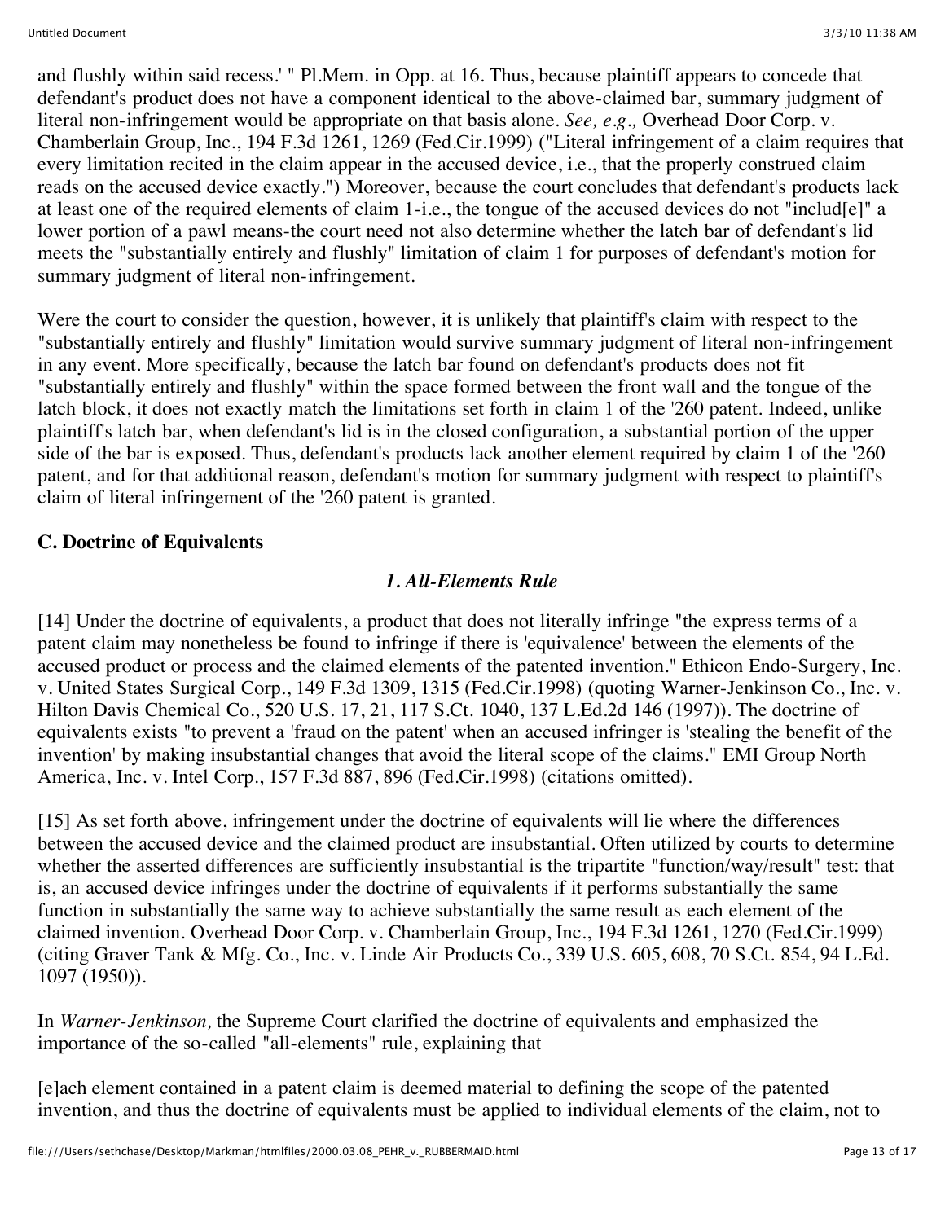and flushly within said recess.' " Pl.Mem. in Opp. at 16. Thus, because plaintiff appears to concede that defendant's product does not have a component identical to the above-claimed bar, summary judgment of literal non-infringement would be appropriate on that basis alone. *See, e.g.,* Overhead Door Corp. v. Chamberlain Group, Inc., 194 F.3d 1261, 1269 (Fed.Cir.1999) ("Literal infringement of a claim requires that every limitation recited in the claim appear in the accused device, i.e., that the properly construed claim reads on the accused device exactly.") Moreover, because the court concludes that defendant's products lack at least one of the required elements of claim 1-i.e., the tongue of the accused devices do not "includ[e]" a lower portion of a pawl means-the court need not also determine whether the latch bar of defendant's lid meets the "substantially entirely and flushly" limitation of claim 1 for purposes of defendant's motion for summary judgment of literal non-infringement.

Were the court to consider the question, however, it is unlikely that plaintiff's claim with respect to the "substantially entirely and flushly" limitation would survive summary judgment of literal non-infringement in any event. More specifically, because the latch bar found on defendant's products does not fit "substantially entirely and flushly" within the space formed between the front wall and the tongue of the latch block, it does not exactly match the limitations set forth in claim 1 of the '260 patent. Indeed, unlike plaintiff's latch bar, when defendant's lid is in the closed configuration, a substantial portion of the upper side of the bar is exposed. Thus, defendant's products lack another element required by claim 1 of the '260 patent, and for that additional reason, defendant's motion for summary judgment with respect to plaintiff's claim of literal infringement of the '260 patent is granted.

**C. Doctrine of Equivalents**

***1. All-Elements Rule***

[14] Under the doctrine of equivalents, a product that does not literally infringe "the express terms of a patent claim may nonetheless be found to infringe if there is 'equivalence' between the elements of the accused product or process and the claimed elements of the patented invention." Ethicon Endo-Surgery, Inc. v. United States Surgical Corp., 149 F.3d 1309, 1315 (Fed.Cir.1998) (quoting Warner-Jenkinson Co., Inc. v. Hilton Davis Chemical Co., 520 U.S. 17, 21, 117 S.Ct. 1040, 137 L.Ed.2d 146 (1997)). The doctrine of equivalents exists "to prevent a 'fraud on the patent' when an accused infringer is 'stealing the benefit of the invention' by making insubstantial changes that avoid the literal scope of the claims." EMI Group North America, Inc. v. Intel Corp., 157 F.3d 887, 896 (Fed.Cir.1998) (citations omitted).

[15] As set forth above, infringement under the doctrine of equivalents will lie where the differences between the accused device and the claimed product are insubstantial. Often utilized by courts to determine whether the asserted differences are sufficiently insubstantial is the tripartite "function/way/result" test: that is, an accused device infringes under the doctrine of equivalents if it performs substantially the same function in substantially the same way to achieve substantially the same result as each element of the claimed invention. Overhead Door Corp. v. Chamberlain Group, Inc., 194 F.3d 1261, 1270 (Fed.Cir.1999) (citing Graver Tank & Mfg. Co., Inc. v. Linde Air Products Co., 339 U.S. 605, 608, 70 S.Ct. 854, 94 L.Ed. 1097 (1950)).

In *Warner-Jenkinson,* the Supreme Court clarified the doctrine of equivalents and emphasized the importance of the so-called "all-elements" rule, explaining that

[e]ach element contained in a patent claim is deemed material to defining the scope of the patented invention, and thus the doctrine of equivalents must be applied to individual elements of the claim, not to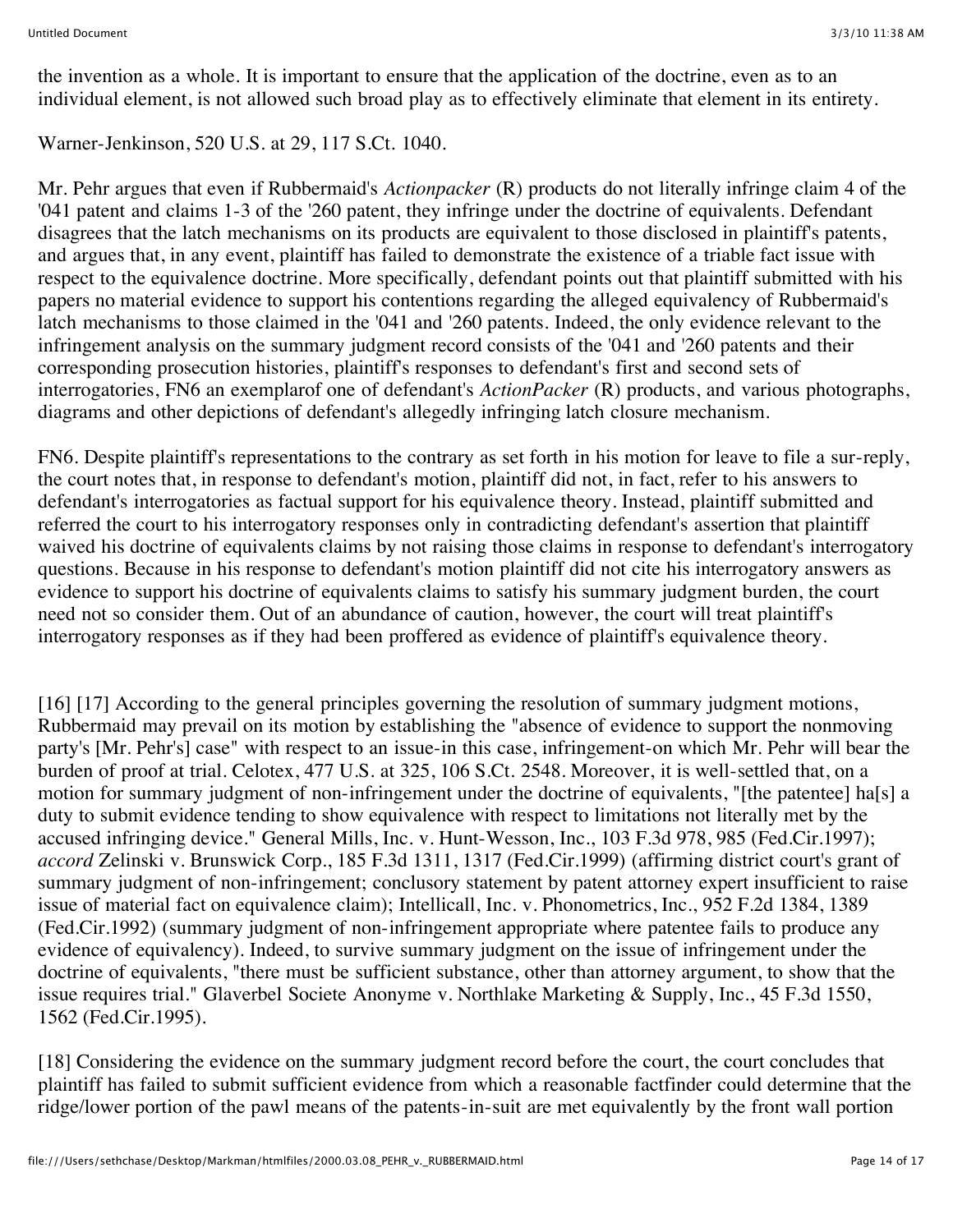the invention as a whole. It is important to ensure that the application of the doctrine, even as to an individual element, is not allowed such broad play as to effectively eliminate that element in its entirety.

Warner-Jenkinson, 520 U.S. at 29, 117 S.Ct. 1040.

Mr. Pehr argues that even if Rubbermaid's *Actionpacker* (R) products do not literally infringe claim 4 of the '041 patent and claims 1-3 of the '260 patent, they infringe under the doctrine of equivalents. Defendant disagrees that the latch mechanisms on its products are equivalent to those disclosed in plaintiff's patents, and argues that, in any event, plaintiff has failed to demonstrate the existence of a triable fact issue with respect to the equivalence doctrine. More specifically, defendant points out that plaintiff submitted with his papers no material evidence to support his contentions regarding the alleged equivalency of Rubbermaid's latch mechanisms to those claimed in the '041 and '260 patents. Indeed, the only evidence relevant to the infringement analysis on the summary judgment record consists of the '041 and '260 patents and their corresponding prosecution histories, plaintiff's responses to defendant's first and second sets of interrogatories, FN6 an exemplarof one of defendant's *ActionPacker* (R) products, and various photographs, diagrams and other depictions of defendant's allegedly infringing latch closure mechanism.

FN6. Despite plaintiff's representations to the contrary as set forth in his motion for leave to file a sur-reply, the court notes that, in response to defendant's motion, plaintiff did not, in fact, refer to his answers to defendant's interrogatories as factual support for his equivalence theory. Instead, plaintiff submitted and referred the court to his interrogatory responses only in contradicting defendant's assertion that plaintiff waived his doctrine of equivalents claims by not raising those claims in response to defendant's interrogatory questions. Because in his response to defendant's motion plaintiff did not cite his interrogatory answers as evidence to support his doctrine of equivalents claims to satisfy his summary judgment burden, the court need not so consider them. Out of an abundance of caution, however, the court will treat plaintiff's interrogatory responses as if they had been proffered as evidence of plaintiff's equivalence theory.

[16] [17] According to the general principles governing the resolution of summary judgment motions, Rubbermaid may prevail on its motion by establishing the "absence of evidence to support the nonmoving party's [Mr. Pehr's] case" with respect to an issue-in this case, infringement-on which Mr. Pehr will bear the burden of proof at trial. Celotex, 477 U.S. at 325, 106 S.Ct. 2548. Moreover, it is well-settled that, on a motion for summary judgment of non-infringement under the doctrine of equivalents, "[the patentee] ha[s] a duty to submit evidence tending to show equivalence with respect to limitations not literally met by the accused infringing device." General Mills, Inc. v. Hunt-Wesson, Inc., 103 F.3d 978, 985 (Fed.Cir.1997); *accord* Zelinski v. Brunswick Corp., 185 F.3d 1311, 1317 (Fed.Cir.1999) (affirming district court's grant of summary judgment of non-infringement; conclusory statement by patent attorney expert insufficient to raise issue of material fact on equivalence claim); Intellicall, Inc. v. Phonometrics, Inc., 952 F.2d 1384, 1389 (Fed.Cir.1992) (summary judgment of non-infringement appropriate where patentee fails to produce any evidence of equivalency). Indeed, to survive summary judgment on the issue of infringement under the doctrine of equivalents, "there must be sufficient substance, other than attorney argument, to show that the issue requires trial." Glaverbel Societe Anonyme v. Northlake Marketing & Supply, Inc., 45 F.3d 1550, 1562 (Fed.Cir.1995).

[18] Considering the evidence on the summary judgment record before the court, the court concludes that plaintiff has failed to submit sufficient evidence from which a reasonable factfinder could determine that the ridge/lower portion of the pawl means of the patents-in-suit are met equivalently by the front wall portion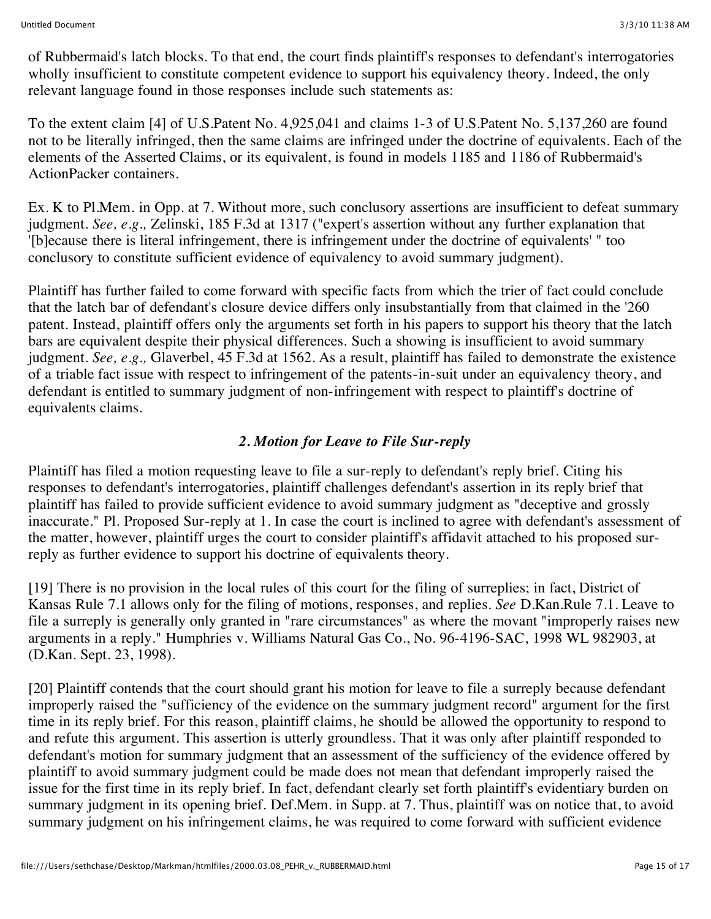of Rubbermaid's latch blocks. To that end, the court finds plaintiff's responses to defendant's interrogatories wholly insufficient to constitute competent evidence to support his equivalency theory. Indeed, the only relevant language found in those responses include such statements as:

To the extent claim [4] of U.S.Patent No. 4,925,041 and claims 1-3 of U.S.Patent No. 5,137,260 are found not to be literally infringed, then the same claims are infringed under the doctrine of equivalents. Each of the elements of the Asserted Claims, or its equivalent, is found in models 1185 and 1186 of Rubbermaid's ActionPacker containers.

Ex. K to Pl.Mem. in Opp. at 7. Without more, such conclusory assertions are insufficient to defeat summary judgment. *See, e.g.,* Zelinski, 185 F.3d at 1317 ("expert's assertion without any further explanation that '[b]ecause there is literal infringement, there is infringement under the doctrine of equivalents' " too conclusory to constitute sufficient evidence of equivalency to avoid summary judgment).

Plaintiff has further failed to come forward with specific facts from which the trier of fact could conclude that the latch bar of defendant's closure device differs only insubstantially from that claimed in the '260 patent. Instead, plaintiff offers only the arguments set forth in his papers to support his theory that the latch bars are equivalent despite their physical differences. Such a showing is insufficient to avoid summary judgment. *See, e.g.,* Glaverbel, 45 F.3d at 1562. As a result, plaintiff has failed to demonstrate the existence of a triable fact issue with respect to infringement of the patents-in-suit under an equivalency theory, and defendant is entitled to summary judgment of non-infringement with respect to plaintiff's doctrine of equivalents claims.

### *2. Motion for Leave to File Sur-reply*

Plaintiff has filed a motion requesting leave to file a sur-reply to defendant's reply brief. Citing his responses to defendant's interrogatories, plaintiff challenges defendant's assertion in its reply brief that plaintiff has failed to provide sufficient evidence to avoid summary judgment as "deceptive and grossly inaccurate." Pl. Proposed Sur-reply at 1. In case the court is inclined to agree with defendant's assessment of the matter, however, plaintiff urges the court to consider plaintiff's affidavit attached to his proposed sur-reply as further evidence to support his doctrine of equivalents theory.

[19] There is no provision in the local rules of this court for the filing of surreplies; in fact, District of Kansas Rule 7.1 allows only for the filing of motions, responses, and replies. *See* D.Kan.Rule 7.1. Leave to file a surreply is generally only granted in "rare circumstances" as where the movant "improperly raises new arguments in a reply." Humphries v. Williams Natural Gas Co., No. 96-4196-SAC, 1998 WL 982903, at (D.Kan. Sept. 23, 1998).

[20] Plaintiff contends that the court should grant his motion for leave to file a surreply because defendant improperly raised the "sufficiency of the evidence on the summary judgment record" argument for the first time in its reply brief. For this reason, plaintiff claims, he should be allowed the opportunity to respond to and refute this argument. This assertion is utterly groundless. That it was only after plaintiff responded to defendant's motion for summary judgment that an assessment of the sufficiency of the evidence offered by plaintiff to avoid summary judgment could be made does not mean that defendant improperly raised the issue for the first time in its reply brief. In fact, defendant clearly set forth plaintiff's evidentiary burden on summary judgment in its opening brief. Def.Mem. in Supp. at 7. Thus, plaintiff was on notice that, to avoid summary judgment on his infringement claims, he was required to come forward with sufficient evidence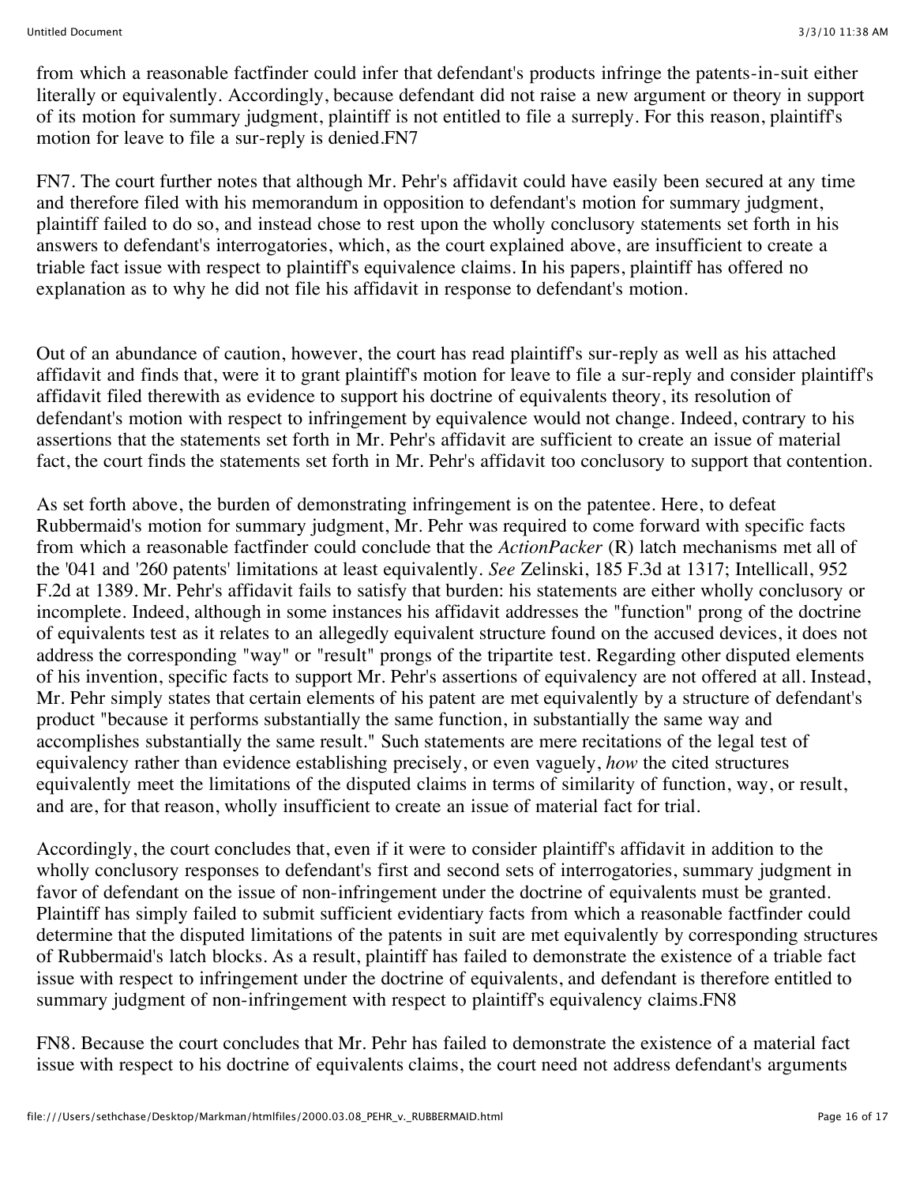from which a reasonable factfinder could infer that defendant's products infringe the patents-in-suit either literally or equivalently. Accordingly, because defendant did not raise a new argument or theory in support of its motion for summary judgment, plaintiff is not entitled to file a surreply. For this reason, plaintiff's motion for leave to file a sur-reply is denied.FN7

FN7. The court further notes that although Mr. Pehr's affidavit could have easily been secured at any time and therefore filed with his memorandum in opposition to defendant's motion for summary judgment, plaintiff failed to do so, and instead chose to rest upon the wholly conclusory statements set forth in his answers to defendant's interrogatories, which, as the court explained above, are insufficient to create a triable fact issue with respect to plaintiff's equivalence claims. In his papers, plaintiff has offered no explanation as to why he did not file his affidavit in response to defendant's motion.

Out of an abundance of caution, however, the court has read plaintiff's sur-reply as well as his attached affidavit and finds that, were it to grant plaintiff's motion for leave to file a sur-reply and consider plaintiff's affidavit filed therewith as evidence to support his doctrine of equivalents theory, its resolution of defendant's motion with respect to infringement by equivalence would not change. Indeed, contrary to his assertions that the statements set forth in Mr. Pehr's affidavit are sufficient to create an issue of material fact, the court finds the statements set forth in Mr. Pehr's affidavit too conclusory to support that contention.

As set forth above, the burden of demonstrating infringement is on the patentee. Here, to defeat Rubbermaid's motion for summary judgment, Mr. Pehr was required to come forward with specific facts from which a reasonable factfinder could conclude that the *ActionPacker* (R) latch mechanisms met all of the '041 and '260 patents' limitations at least equivalently. *See* Zelinski, 185 F.3d at 1317; Intellicall, 952 F.2d at 1389. Mr. Pehr's affidavit fails to satisfy that burden: his statements are either wholly conclusory or incomplete. Indeed, although in some instances his affidavit addresses the "function" prong of the doctrine of equivalents test as it relates to an allegedly equivalent structure found on the accused devices, it does not address the corresponding "way" or "result" prongs of the tripartite test. Regarding other disputed elements of his invention, specific facts to support Mr. Pehr's assertions of equivalency are not offered at all. Instead, Mr. Pehr simply states that certain elements of his patent are met equivalently by a structure of defendant's product "because it performs substantially the same function, in substantially the same way and accomplishes substantially the same result." Such statements are mere recitations of the legal test of equivalency rather than evidence establishing precisely, or even vaguely, *how* the cited structures equivalently meet the limitations of the disputed claims in terms of similarity of function, way, or result, and are, for that reason, wholly insufficient to create an issue of material fact for trial.

Accordingly, the court concludes that, even if it were to consider plaintiff's affidavit in addition to the wholly conclusory responses to defendant's first and second sets of interrogatories, summary judgment in favor of defendant on the issue of non-infringement under the doctrine of equivalents must be granted. Plaintiff has simply failed to submit sufficient evidentiary facts from which a reasonable factfinder could determine that the disputed limitations of the patents in suit are met equivalently by corresponding structures of Rubbermaid's latch blocks. As a result, plaintiff has failed to demonstrate the existence of a triable fact issue with respect to infringement under the doctrine of equivalents, and defendant is therefore entitled to summary judgment of non-infringement with respect to plaintiff's equivalency claims.FN8

FN8. Because the court concludes that Mr. Pehr has failed to demonstrate the existence of a material fact issue with respect to his doctrine of equivalents claims, the court need not address defendant's arguments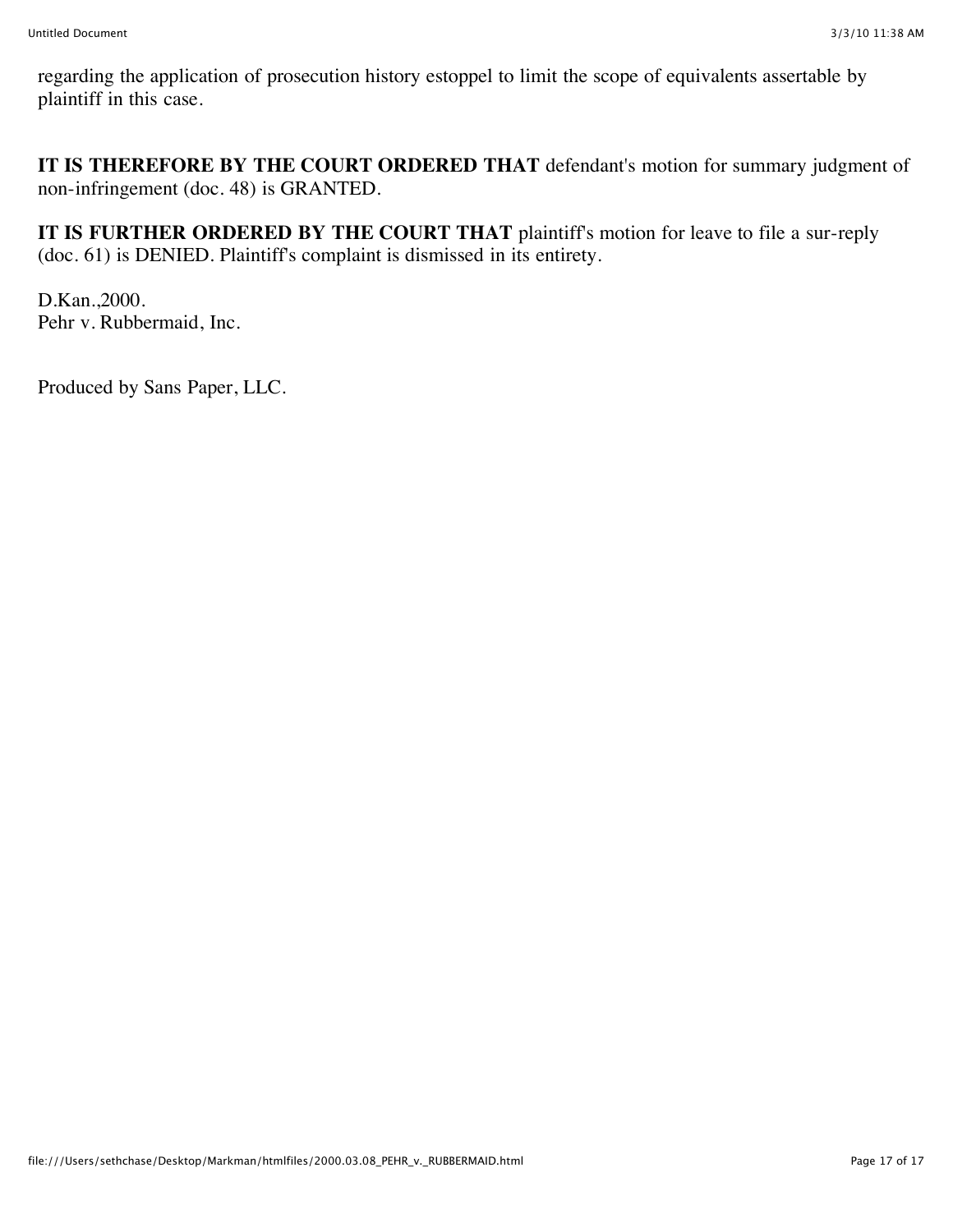regarding the application of prosecution history estoppel to limit the scope of equivalents assertable by plaintiff in this case.

**IT IS THEREFORE BY THE COURT ORDERED THAT** defendant's motion for summary judgment of non-infringement (doc. 48) is GRANTED.

**IT IS FURTHER ORDERED BY THE COURT THAT** plaintiff's motion for leave to file a sur-reply (doc. 61) is DENIED. Plaintiff's complaint is dismissed in its entirety.

D.Kan.,2000.
Pehr v. Rubbermaid, Inc.

Produced by Sans Paper, LLC.